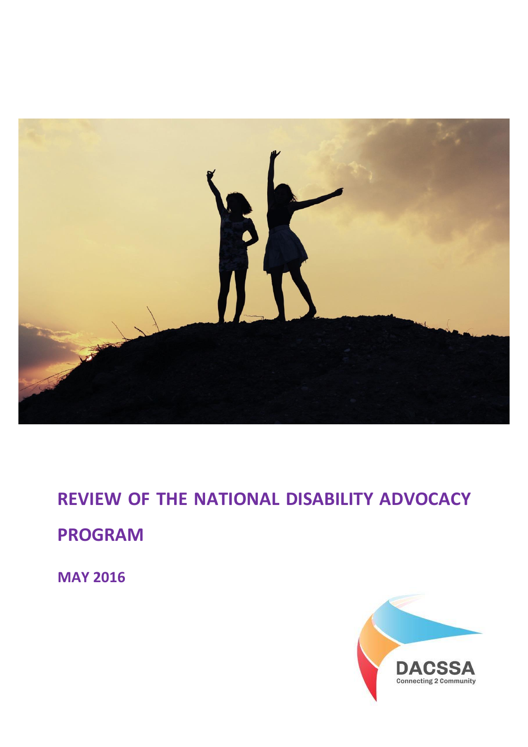# REVIEW OF THE NATIONAL DISABILITY ADVOCACY PROGRAM

**MAY 2016**

DACSSA
Connecting 2 Community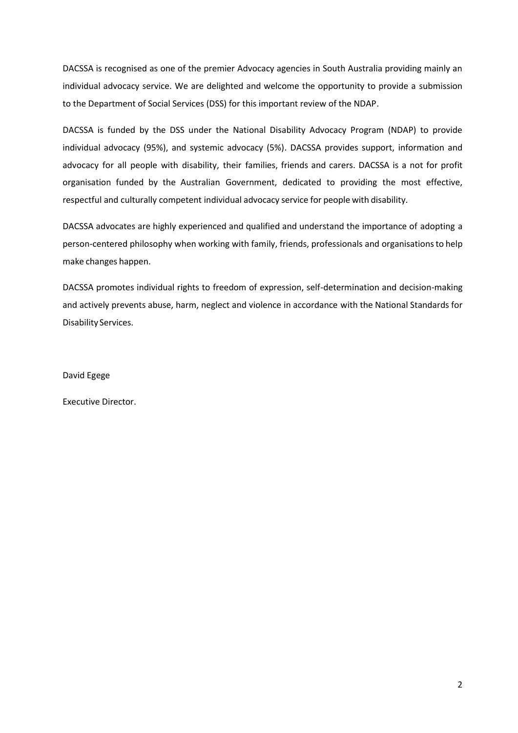DACSSA is recognised as one of the premier Advocacy agencies in South Australia providing mainly an individual advocacy service. We are delighted and welcome the opportunity to provide a submission to the Department of Social Services (DSS) for this important review of the NDAP.

DACSSA is funded by the DSS under the National Disability Advocacy Program (NDAP) to provide individual advocacy (95%), and systemic advocacy (5%). DACSSA provides support, information and advocacy for all people with disability, their families, friends and carers. DACSSA is a not for profit organisation funded by the Australian Government, dedicated to providing the most effective, respectful and culturally competent individual advocacy service for people with disability.

DACSSA advocates are highly experienced and qualified and understand the importance of adopting a person-centered philosophy when working with family, friends, professionals and organisations to help make changes happen.

DACSSA promotes individual rights to freedom of expression, self-determination and decision-making and actively prevents abuse, harm, neglect and violence in accordance with the National Standards for Disability Services.

David Egege

Executive Director.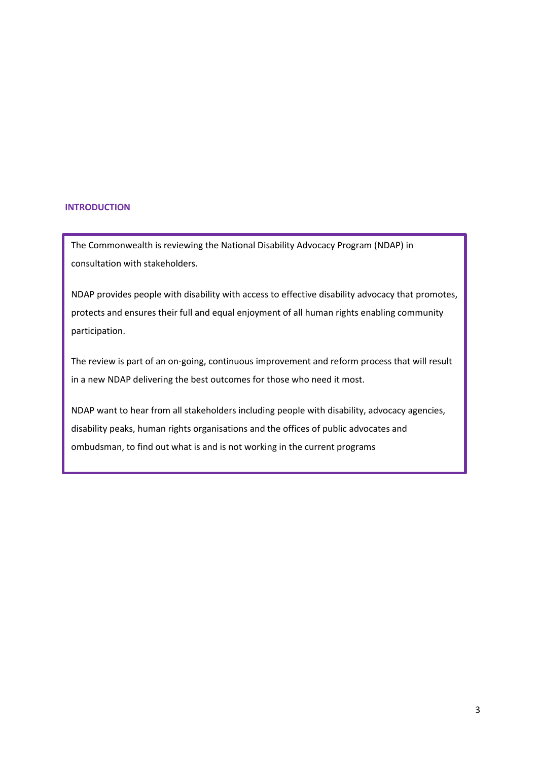## INTRODUCTION

The Commonwealth is reviewing the National Disability Advocacy Program (NDAP) in consultation with stakeholders.

NDAP provides people with disability with access to effective disability advocacy that promotes, protects and ensures their full and equal enjoyment of all human rights enabling community participation.

The review is part of an on-going, continuous improvement and reform process that will result in a new NDAP delivering the best outcomes for those who need it most.

NDAP want to hear from all stakeholders including people with disability, advocacy agencies, disability peaks, human rights organisations and the offices of public advocates and ombudsman, to find out what is and is not working in the current programs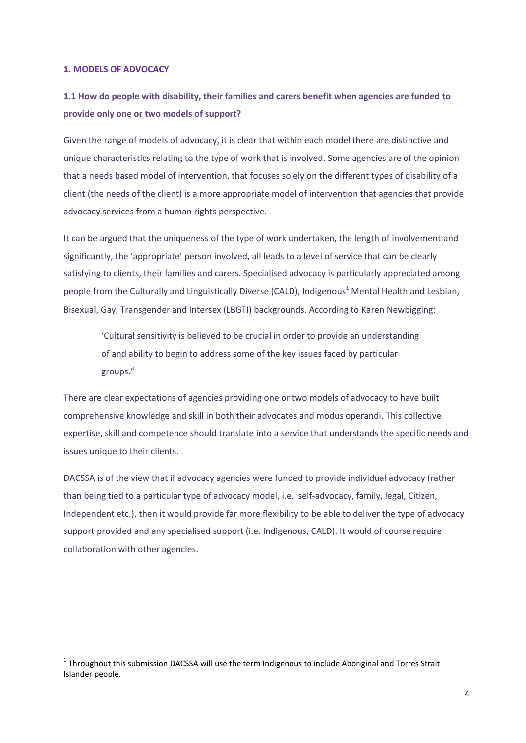## 1. MODELS OF ADVOCACY

### 1.1 How do people with disability, their families and carers benefit when agencies are funded to provide only one or two models of support?

Given the range of models of advocacy, it is clear that within each model there are distinctive and unique characteristics relating to the type of work that is involved. Some agencies are of the opinion that a needs based model of intervention, that focuses solely on the different types of disability of a client (the needs of the client) is a more appropriate model of intervention that agencies that provide advocacy services from a human rights perspective.

It can be argued that the uniqueness of the type of work undertaken, the length of involvement and significantly, the 'appropriate' person involved, all leads to a level of service that can be clearly satisfying to clients, their families and carers. Specialised advocacy is particularly appreciated among people from the Culturally and Linguistically Diverse (CALD), Indigenous[1] Mental Health and Lesbian, Bisexual, Gay, Transgender and Intersex (LBGTI) backgrounds. According to Karen Newbigging:

> 'Cultural sensitivity is believed to be crucial in order to provide an understanding of and ability to begin to address some of the key issues faced by particular groups.'[i]

There are clear expectations of agencies providing one or two models of advocacy to have built comprehensive knowledge and skill in both their advocates and modus operandi. This collective expertise, skill and competence should translate into a service that understands the specific needs and issues unique to their clients.

DACSSA is of the view that if advocacy agencies were funded to provide individual advocacy (rather than being tied to a particular type of advocacy model, i.e. self-advocacy, family, legal, Citizen, Independent etc.), then it would provide far more flexibility to be able to deliver the type of advocacy support provided and any specialised support (i.e. Indigenous, CALD). It would of course require collaboration with other agencies.

---

[1] Throughout this submission DACSSA will use the term Indigenous to include Aboriginal and Torres Strait Islander people.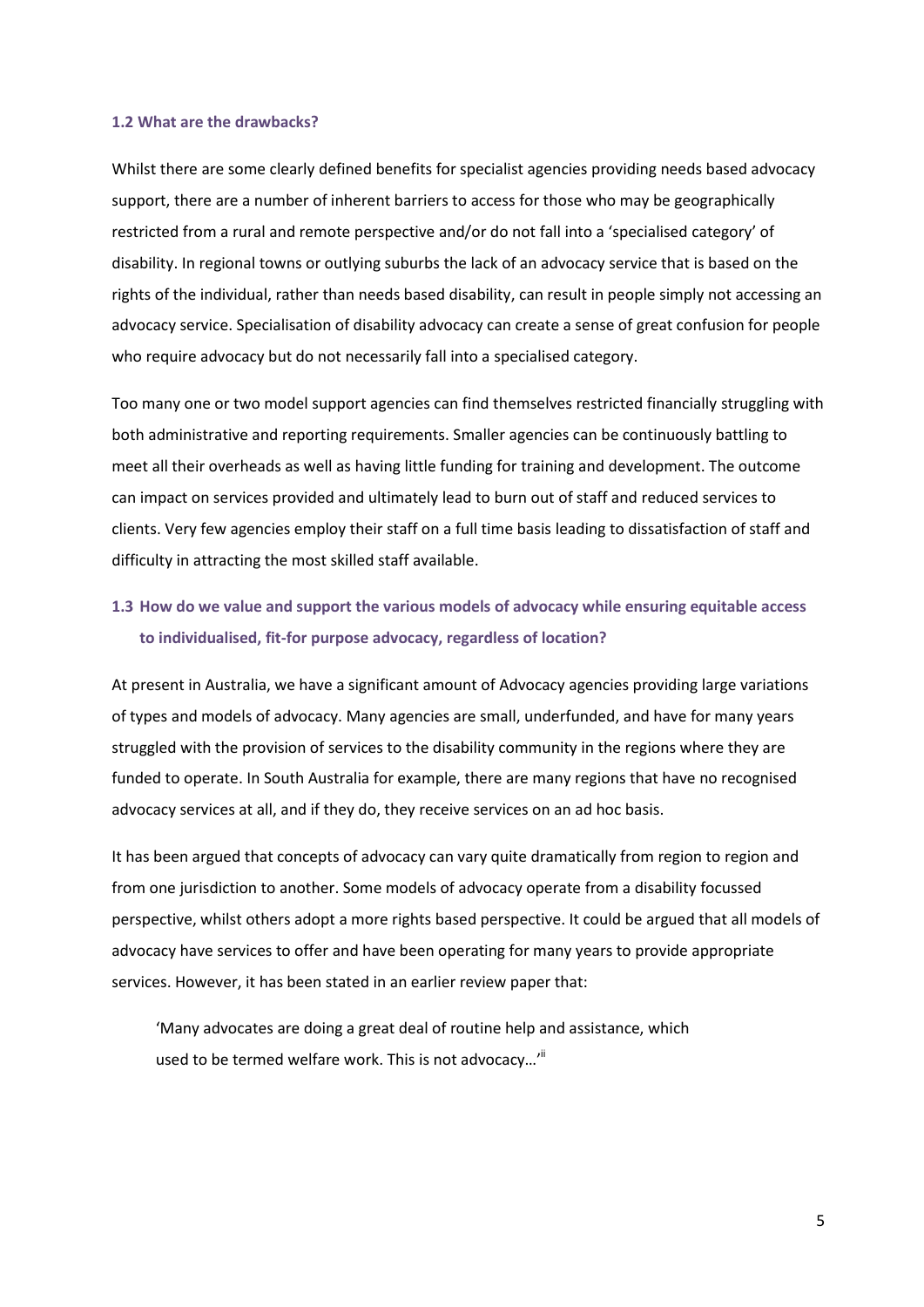### 1.2 What are the drawbacks?

Whilst there are some clearly defined benefits for specialist agencies providing needs based advocacy support, there are a number of inherent barriers to access for those who may be geographically restricted from a rural and remote perspective and/or do not fall into a 'specialised category' of disability. In regional towns or outlying suburbs the lack of an advocacy service that is based on the rights of the individual, rather than needs based disability, can result in people simply not accessing an advocacy service. Specialisation of disability advocacy can create a sense of great confusion for people who require advocacy but do not necessarily fall into a specialised category.

Too many one or two model support agencies can find themselves restricted financially struggling with both administrative and reporting requirements. Smaller agencies can be continuously battling to meet all their overheads as well as having little funding for training and development. The outcome can impact on services provided and ultimately lead to burn out of staff and reduced services to clients. Very few agencies employ their staff on a full time basis leading to dissatisfaction of staff and difficulty in attracting the most skilled staff available.

### 1.3 How do we value and support the various models of advocacy while ensuring equitable access to individualised, fit-for purpose advocacy, regardless of location?

At present in Australia, we have a significant amount of Advocacy agencies providing large variations of types and models of advocacy. Many agencies are small, underfunded, and have for many years struggled with the provision of services to the disability community in the regions where they are funded to operate. In South Australia for example, there are many regions that have no recognised advocacy services at all, and if they do, they receive services on an ad hoc basis.

It has been argued that concepts of advocacy can vary quite dramatically from region to region and from one jurisdiction to another. Some models of advocacy operate from a disability focussed perspective, whilst others adopt a more rights based perspective. It could be argued that all models of advocacy have services to offer and have been operating for many years to provide appropriate services. However, it has been stated in an earlier review paper that:

> 'Many advocates are doing a great deal of routine help and assistance, which used to be termed welfare work. This is not advocacy…'[ii]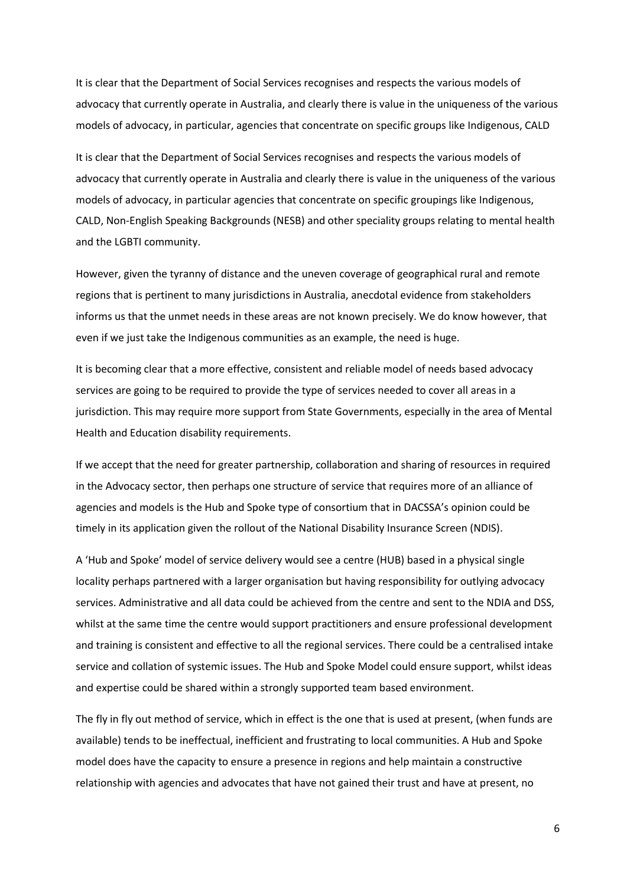It is clear that the Department of Social Services recognises and respects the various models of advocacy that currently operate in Australia, and clearly there is value in the uniqueness of the various models of advocacy, in particular, agencies that concentrate on specific groups like Indigenous, CALD

It is clear that the Department of Social Services recognises and respects the various models of advocacy that currently operate in Australia and clearly there is value in the uniqueness of the various models of advocacy, in particular agencies that concentrate on specific groupings like Indigenous, CALD, Non-English Speaking Backgrounds (NESB) and other speciality groups relating to mental health and the LGBTI community.

However, given the tyranny of distance and the uneven coverage of geographical rural and remote regions that is pertinent to many jurisdictions in Australia, anecdotal evidence from stakeholders informs us that the unmet needs in these areas are not known precisely. We do know however, that even if we just take the Indigenous communities as an example, the need is huge.

It is becoming clear that a more effective, consistent and reliable model of needs based advocacy services are going to be required to provide the type of services needed to cover all areas in a jurisdiction. This may require more support from State Governments, especially in the area of Mental Health and Education disability requirements.

If we accept that the need for greater partnership, collaboration and sharing of resources in required in the Advocacy sector, then perhaps one structure of service that requires more of an alliance of agencies and models is the Hub and Spoke type of consortium that in DACSSA's opinion could be timely in its application given the rollout of the National Disability Insurance Screen (NDIS).

A 'Hub and Spoke' model of service delivery would see a centre (HUB) based in a physical single locality perhaps partnered with a larger organisation but having responsibility for outlying advocacy services. Administrative and all data could be achieved from the centre and sent to the NDIA and DSS, whilst at the same time the centre would support practitioners and ensure professional development and training is consistent and effective to all the regional services. There could be a centralised intake service and collation of systemic issues. The Hub and Spoke Model could ensure support, whilst ideas and expertise could be shared within a strongly supported team based environment.

The fly in fly out method of service, which in effect is the one that is used at present, (when funds are available) tends to be ineffectual, inefficient and frustrating to local communities. A Hub and Spoke model does have the capacity to ensure a presence in regions and help maintain a constructive relationship with agencies and advocates that have not gained their trust and have at present, no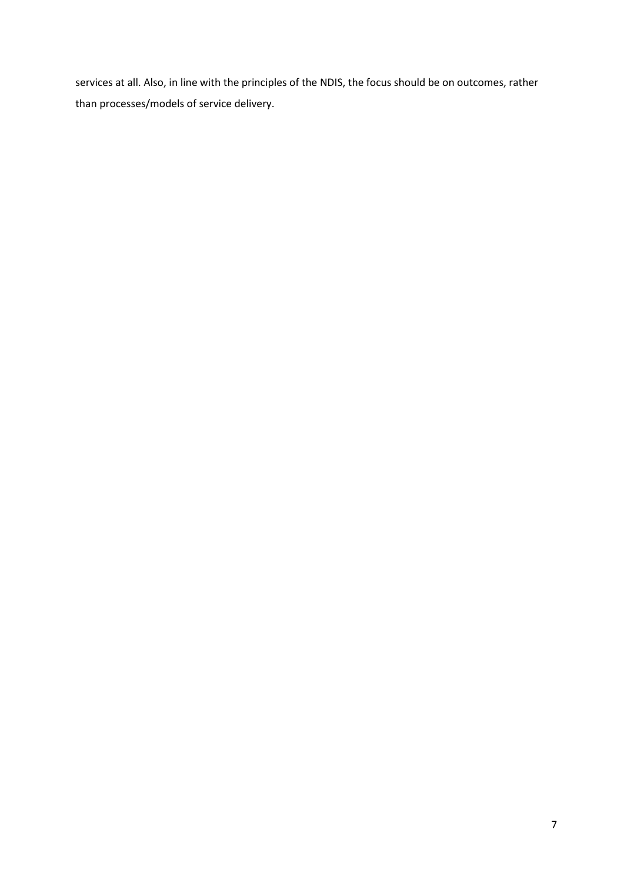services at all. Also, in line with the principles of the NDIS, the focus should be on outcomes, rather than processes/models of service delivery.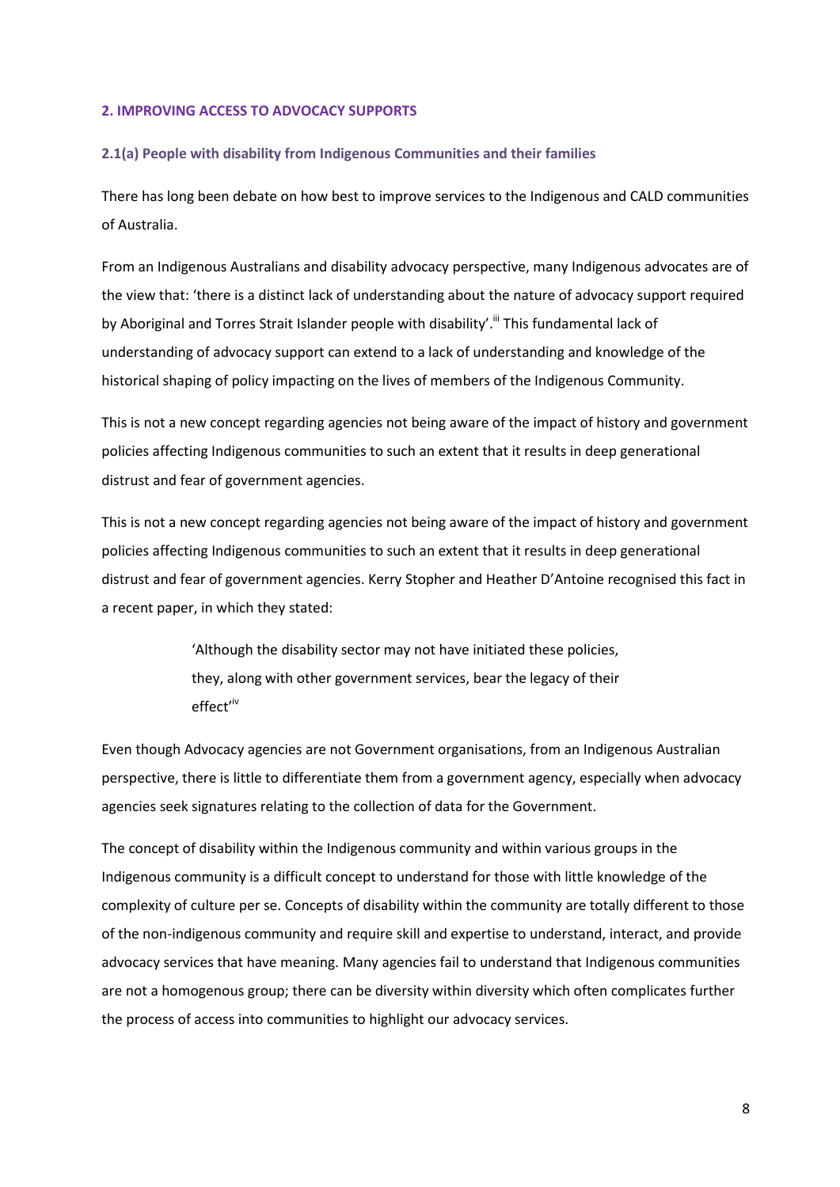## 2. IMPROVING ACCESS TO ADVOCACY SUPPORTS

### 2.1(a) People with disability from Indigenous Communities and their families

There has long been debate on how best to improve services to the Indigenous and CALD communities of Australia.

From an Indigenous Australians and disability advocacy perspective, many Indigenous advocates are of the view that: 'there is a distinct lack of understanding about the nature of advocacy support required by Aboriginal and Torres Strait Islander people with disability'.[iii] This fundamental lack of understanding of advocacy support can extend to a lack of understanding and knowledge of the historical shaping of policy impacting on the lives of members of the Indigenous Community.

This is not a new concept regarding agencies not being aware of the impact of history and government policies affecting Indigenous communities to such an extent that it results in deep generational distrust and fear of government agencies.

This is not a new concept regarding agencies not being aware of the impact of history and government policies affecting Indigenous communities to such an extent that it results in deep generational distrust and fear of government agencies. Kerry Stopher and Heather D'Antoine recognised this fact in a recent paper, in which they stated:

> 'Although the disability sector may not have initiated these policies, they, along with other government services, bear the legacy of their effect'[iv]

Even though Advocacy agencies are not Government organisations, from an Indigenous Australian perspective, there is little to differentiate them from a government agency, especially when advocacy agencies seek signatures relating to the collection of data for the Government.

The concept of disability within the Indigenous community and within various groups in the Indigenous community is a difficult concept to understand for those with little knowledge of the complexity of culture per se. Concepts of disability within the community are totally different to those of the non-indigenous community and require skill and expertise to understand, interact, and provide advocacy services that have meaning. Many agencies fail to understand that Indigenous communities are not a homogenous group; there can be diversity within diversity which often complicates further the process of access into communities to highlight our advocacy services.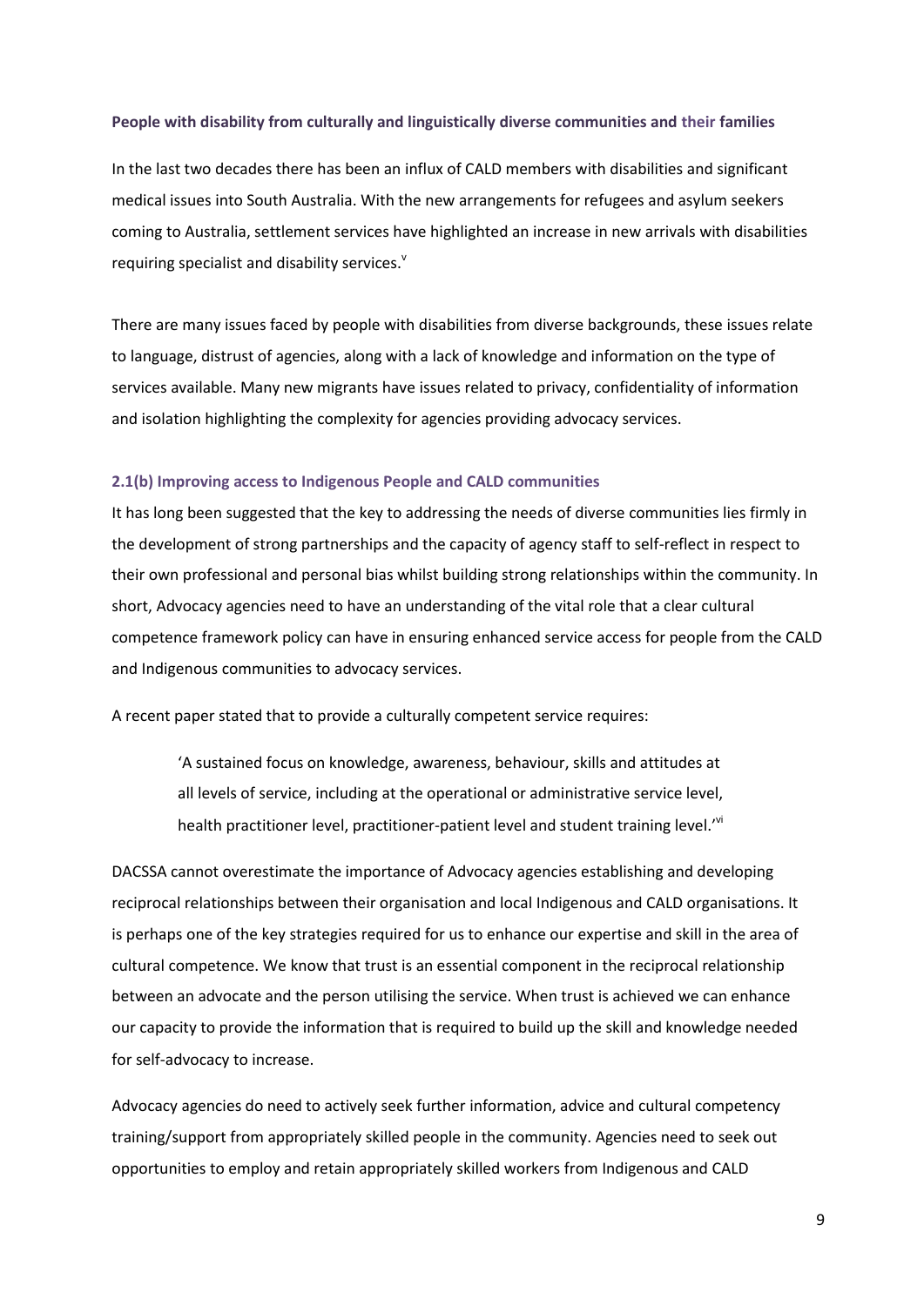### People with disability from culturally and linguistically diverse communities and their families

In the last two decades there has been an influx of CALD members with disabilities and significant medical issues into South Australia. With the new arrangements for refugees and asylum seekers coming to Australia, settlement services have highlighted an increase in new arrivals with disabilities requiring specialist and disability services.[v]

There are many issues faced by people with disabilities from diverse backgrounds, these issues relate to language, distrust of agencies, along with a lack of knowledge and information on the type of services available. Many new migrants have issues related to privacy, confidentiality of information and isolation highlighting the complexity for agencies providing advocacy services.

### 2.1(b) Improving access to Indigenous People and CALD communities

It has long been suggested that the key to addressing the needs of diverse communities lies firmly in the development of strong partnerships and the capacity of agency staff to self-reflect in respect to their own professional and personal bias whilst building strong relationships within the community. In short, Advocacy agencies need to have an understanding of the vital role that a clear cultural competence framework policy can have in ensuring enhanced service access for people from the CALD and Indigenous communities to advocacy services.

A recent paper stated that to provide a culturally competent service requires:

> 'A sustained focus on knowledge, awareness, behaviour, skills and attitudes at all levels of service, including at the operational or administrative service level, health practitioner level, practitioner-patient level and student training level.'[vi]

DACSSA cannot overestimate the importance of Advocacy agencies establishing and developing reciprocal relationships between their organisation and local Indigenous and CALD organisations. It is perhaps one of the key strategies required for us to enhance our expertise and skill in the area of cultural competence. We know that trust is an essential component in the reciprocal relationship between an advocate and the person utilising the service. When trust is achieved we can enhance our capacity to provide the information that is required to build up the skill and knowledge needed for self-advocacy to increase.

Advocacy agencies do need to actively seek further information, advice and cultural competency training/support from appropriately skilled people in the community. Agencies need to seek out opportunities to employ and retain appropriately skilled workers from Indigenous and CALD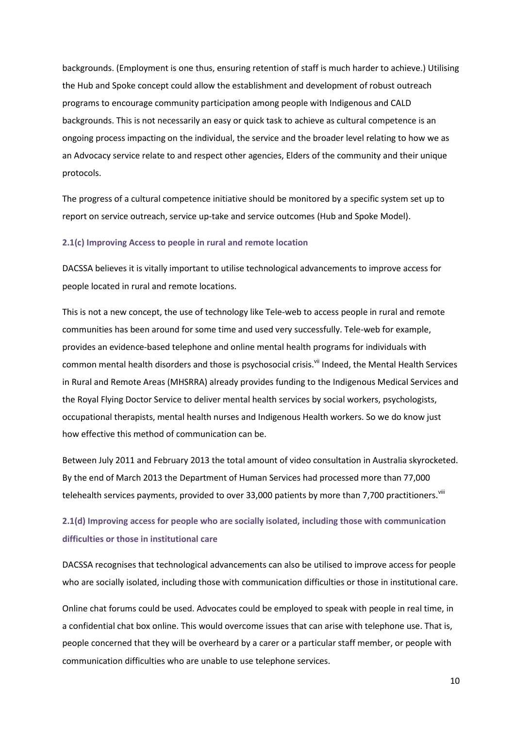backgrounds. (Employment is one thus, ensuring retention of staff is much harder to achieve.) Utilising the Hub and Spoke concept could allow the establishment and development of robust outreach programs to encourage community participation among people with Indigenous and CALD backgrounds. This is not necessarily an easy or quick task to achieve as cultural competence is an ongoing process impacting on the individual, the service and the broader level relating to how we as an Advocacy service relate to and respect other agencies, Elders of the community and their unique protocols.

The progress of a cultural competence initiative should be monitored by a specific system set up to report on service outreach, service up-take and service outcomes (Hub and Spoke Model).

### 2.1(c) Improving Access to people in rural and remote location

DACSSA believes it is vitally important to utilise technological advancements to improve access for people located in rural and remote locations.

This is not a new concept, the use of technology like Tele-web to access people in rural and remote communities has been around for some time and used very successfully. Tele-web for example, provides an evidence-based telephone and online mental health programs for individuals with common mental health disorders and those is psychosocial crisis.[vii] Indeed, the Mental Health Services in Rural and Remote Areas (MHSRRA) already provides funding to the Indigenous Medical Services and the Royal Flying Doctor Service to deliver mental health services by social workers, psychologists, occupational therapists, mental health nurses and Indigenous Health workers. So we do know just how effective this method of communication can be.

Between July 2011 and February 2013 the total amount of video consultation in Australia skyrocketed. By the end of March 2013 the Department of Human Services had processed more than 77,000 telehealth services payments, provided to over 33,000 patients by more than 7,700 practitioners.[viii]

### 2.1(d) Improving access for people who are socially isolated, including those with communication difficulties or those in institutional care

DACSSA recognises that technological advancements can also be utilised to improve access for people who are socially isolated, including those with communication difficulties or those in institutional care.

Online chat forums could be used. Advocates could be employed to speak with people in real time, in a confidential chat box online. This would overcome issues that can arise with telephone use. That is, people concerned that they will be overheard by a carer or a particular staff member, or people with communication difficulties who are unable to use telephone services.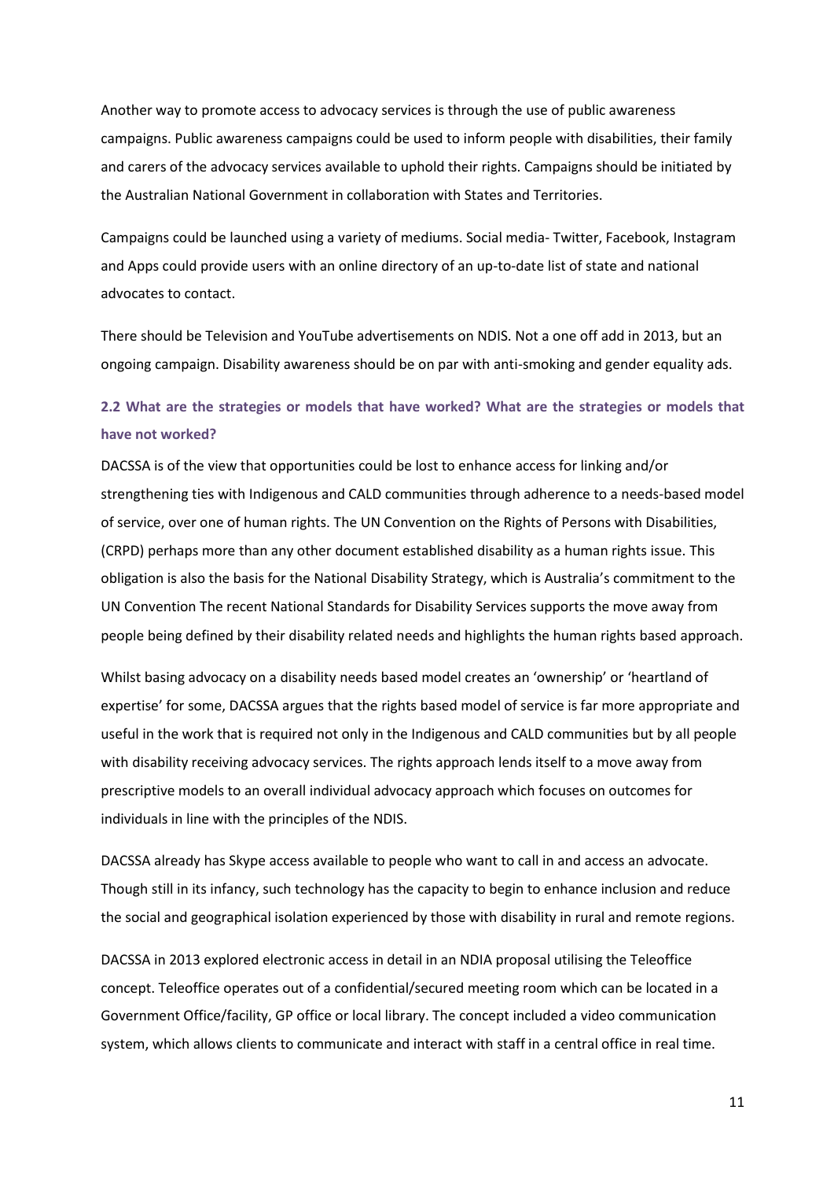Another way to promote access to advocacy services is through the use of public awareness campaigns. Public awareness campaigns could be used to inform people with disabilities, their family and carers of the advocacy services available to uphold their rights. Campaigns should be initiated by the Australian National Government in collaboration with States and Territories.

Campaigns could be launched using a variety of mediums. Social media- Twitter, Facebook, Instagram and Apps could provide users with an online directory of an up-to-date list of state and national advocates to contact.

There should be Television and YouTube advertisements on NDIS. Not a one off add in 2013, but an ongoing campaign. Disability awareness should be on par with anti-smoking and gender equality ads.

### 2.2 What are the strategies or models that have worked? What are the strategies or models that have not worked?

DACSSA is of the view that opportunities could be lost to enhance access for linking and/or strengthening ties with Indigenous and CALD communities through adherence to a needs-based model of service, over one of human rights. The UN Convention on the Rights of Persons with Disabilities, (CRPD) perhaps more than any other document established disability as a human rights issue. This obligation is also the basis for the National Disability Strategy, which is Australia's commitment to the UN Convention The recent National Standards for Disability Services supports the move away from people being defined by their disability related needs and highlights the human rights based approach.

Whilst basing advocacy on a disability needs based model creates an 'ownership' or 'heartland of expertise' for some, DACSSA argues that the rights based model of service is far more appropriate and useful in the work that is required not only in the Indigenous and CALD communities but by all people with disability receiving advocacy services. The rights approach lends itself to a move away from prescriptive models to an overall individual advocacy approach which focuses on outcomes for individuals in line with the principles of the NDIS.

DACSSA already has Skype access available to people who want to call in and access an advocate. Though still in its infancy, such technology has the capacity to begin to enhance inclusion and reduce the social and geographical isolation experienced by those with disability in rural and remote regions.

DACSSA in 2013 explored electronic access in detail in an NDIA proposal utilising the Teleoffice concept. Teleoffice operates out of a confidential/secured meeting room which can be located in a Government Office/facility, GP office or local library. The concept included a video communication system, which allows clients to communicate and interact with staff in a central office in real time.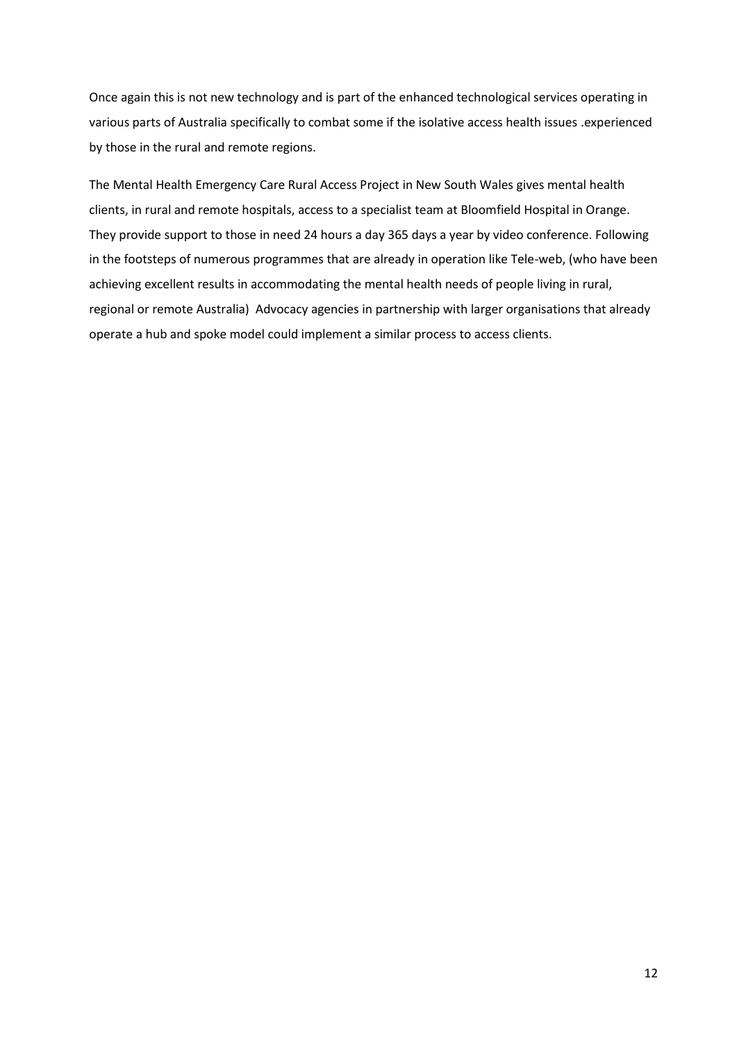Once again this is not new technology and is part of the enhanced technological services operating in various parts of Australia specifically to combat some if the isolative access health issues .experienced by those in the rural and remote regions.

The Mental Health Emergency Care Rural Access Project in New South Wales gives mental health clients, in rural and remote hospitals, access to a specialist team at Bloomfield Hospital in Orange. They provide support to those in need 24 hours a day 365 days a year by video conference. Following in the footsteps of numerous programmes that are already in operation like Tele-web, (who have been achieving excellent results in accommodating the mental health needs of people living in rural, regional or remote Australia)  Advocacy agencies in partnership with larger organisations that already operate a hub and spoke model could implement a similar process to access clients.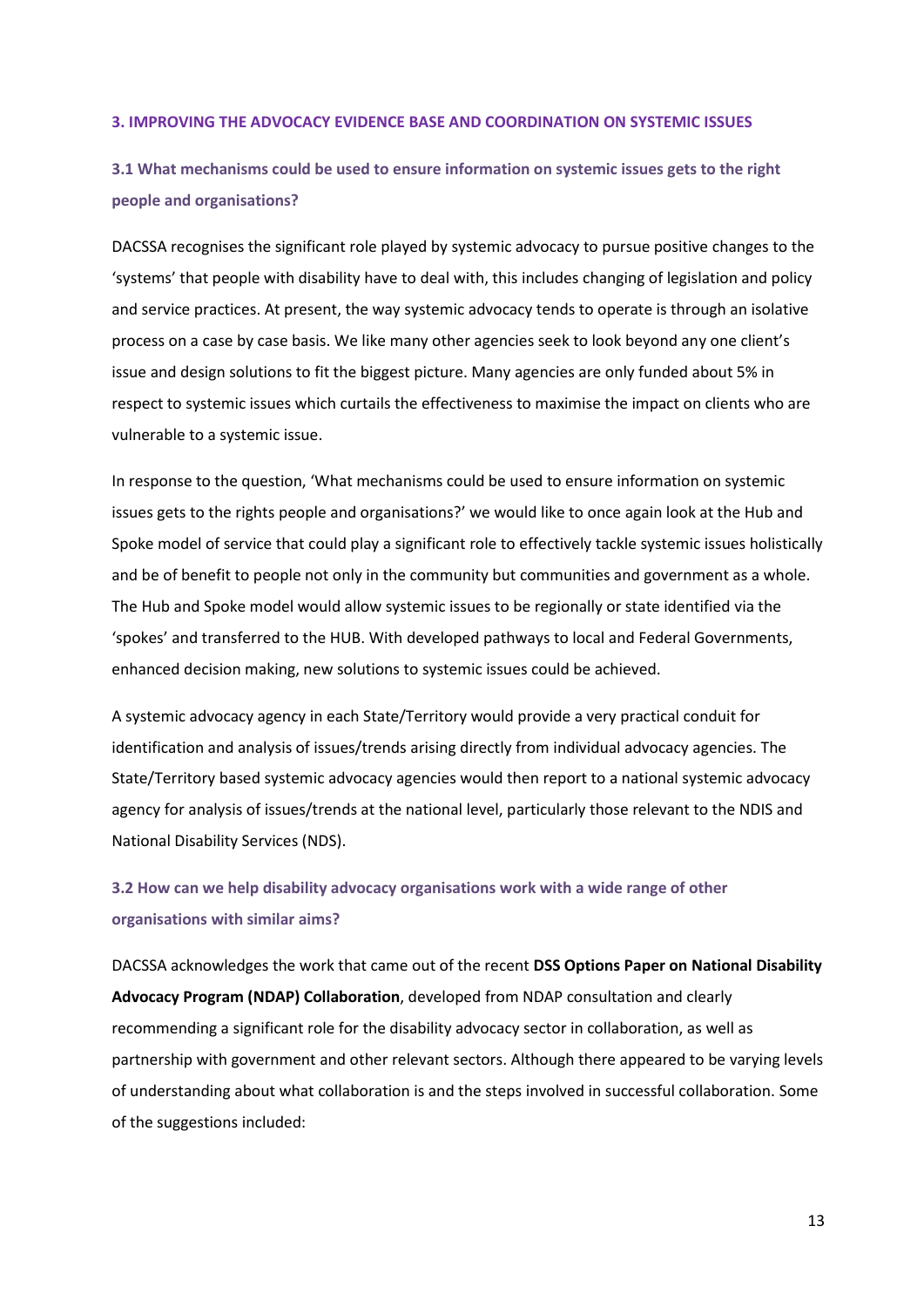## 3. IMPROVING THE ADVOCACY EVIDENCE BASE AND COORDINATION ON SYSTEMIC ISSUES

### 3.1 What mechanisms could be used to ensure information on systemic issues gets to the right people and organisations?

DACSSA recognises the significant role played by systemic advocacy to pursue positive changes to the 'systems' that people with disability have to deal with, this includes changing of legislation and policy and service practices. At present, the way systemic advocacy tends to operate is through an isolative process on a case by case basis. We like many other agencies seek to look beyond any one client's issue and design solutions to fit the biggest picture. Many agencies are only funded about 5% in respect to systemic issues which curtails the effectiveness to maximise the impact on clients who are vulnerable to a systemic issue.

In response to the question, 'What mechanisms could be used to ensure information on systemic issues gets to the rights people and organisations?' we would like to once again look at the Hub and Spoke model of service that could play a significant role to effectively tackle systemic issues holistically and be of benefit to people not only in the community but communities and government as a whole. The Hub and Spoke model would allow systemic issues to be regionally or state identified via the 'spokes' and transferred to the HUB. With developed pathways to local and Federal Governments, enhanced decision making, new solutions to systemic issues could be achieved.

A systemic advocacy agency in each State/Territory would provide a very practical conduit for identification and analysis of issues/trends arising directly from individual advocacy agencies. The State/Territory based systemic advocacy agencies would then report to a national systemic advocacy agency for analysis of issues/trends at the national level, particularly those relevant to the NDIS and National Disability Services (NDS).

### 3.2 How can we help disability advocacy organisations work with a wide range of other organisations with similar aims?

DACSSA acknowledges the work that came out of the recent **DSS Options Paper on National Disability Advocacy Program (NDAP) Collaboration**, developed from NDAP consultation and clearly recommending a significant role for the disability advocacy sector in collaboration, as well as partnership with government and other relevant sectors. Although there appeared to be varying levels of understanding about what collaboration is and the steps involved in successful collaboration. Some of the suggestions included: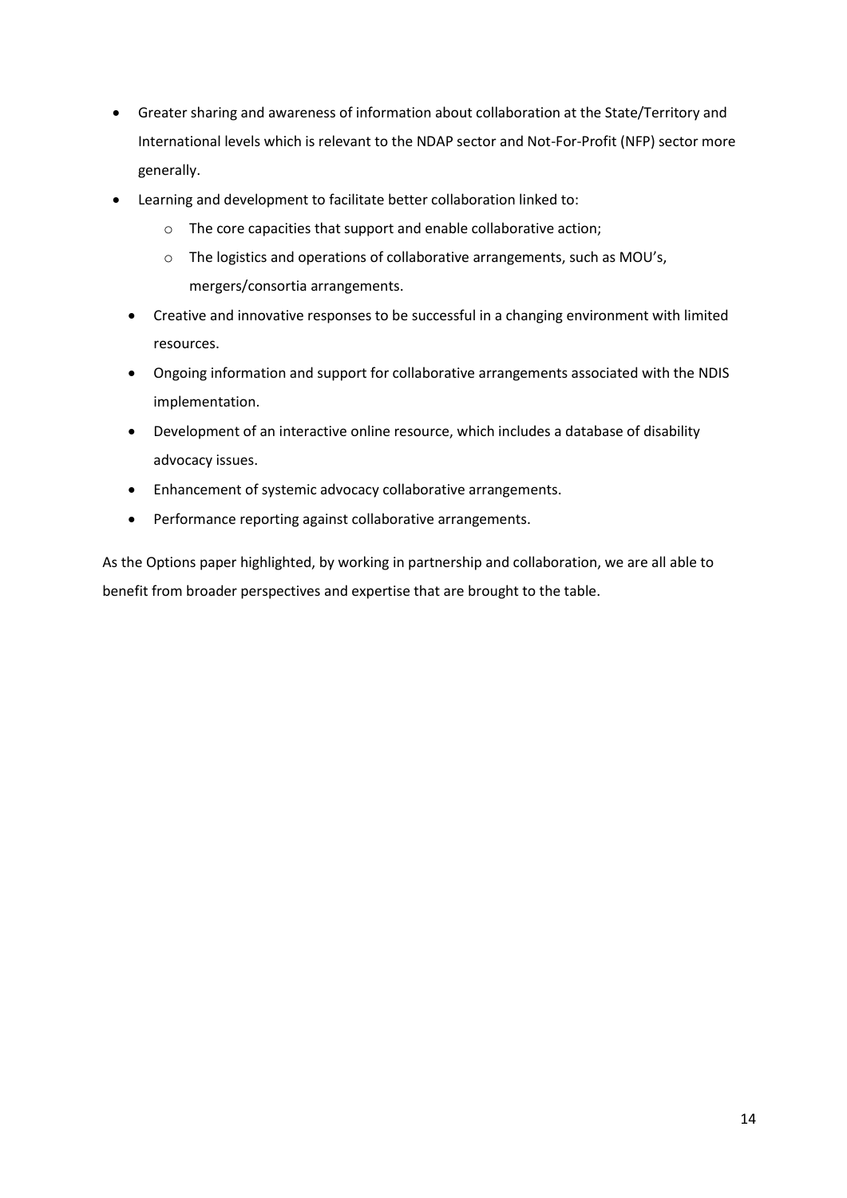- Greater sharing and awareness of information about collaboration at the State/Territory and International levels which is relevant to the NDAP sector and Not-For-Profit (NFP) sector more generally.
- Learning and development to facilitate better collaboration linked to:
    - The core capacities that support and enable collaborative action;
    - The logistics and operations of collaborative arrangements, such as MOU's, mergers/consortia arrangements.
- Creative and innovative responses to be successful in a changing environment with limited resources.
- Ongoing information and support for collaborative arrangements associated with the NDIS implementation.
- Development of an interactive online resource, which includes a database of disability advocacy issues.
- Enhancement of systemic advocacy collaborative arrangements.
- Performance reporting against collaborative arrangements.

As the Options paper highlighted, by working in partnership and collaboration, we are all able to benefit from broader perspectives and expertise that are brought to the table.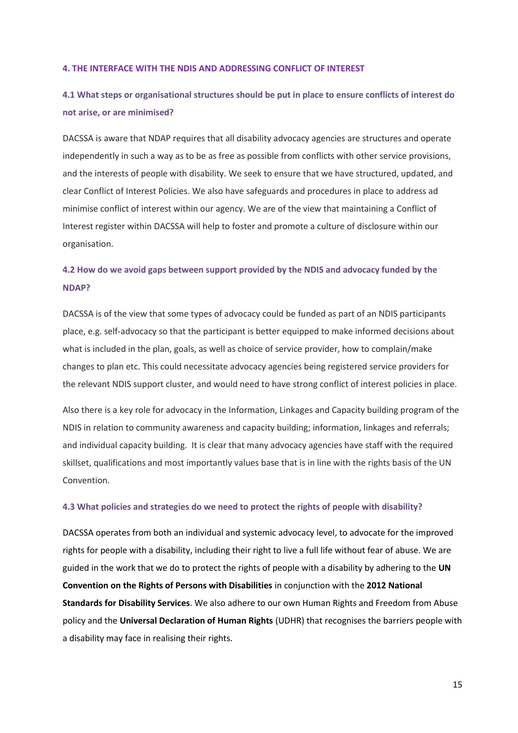## 4. THE INTERFACE WITH THE NDIS AND ADDRESSING CONFLICT OF INTEREST

### 4.1 What steps or organisational structures should be put in place to ensure conflicts of interest do not arise, or are minimised?

DACSSA is aware that NDAP requires that all disability advocacy agencies are structures and operate independently in such a way as to be as free as possible from conflicts with other service provisions, and the interests of people with disability. We seek to ensure that we have structured, updated, and clear Conflict of Interest Policies. We also have safeguards and procedures in place to address ad minimise conflict of interest within our agency. We are of the view that maintaining a Conflict of Interest register within DACSSA will help to foster and promote a culture of disclosure within our organisation.

### 4.2 How do we avoid gaps between support provided by the NDIS and advocacy funded by the NDAP?

DACSSA is of the view that some types of advocacy could be funded as part of an NDIS participants place, e.g. self-advocacy so that the participant is better equipped to make informed decisions about what is included in the plan, goals, as well as choice of service provider, how to complain/make changes to plan etc. This could necessitate advocacy agencies being registered service providers for the relevant NDIS support cluster, and would need to have strong conflict of interest policies in place.

Also there is a key role for advocacy in the Information, Linkages and Capacity building program of the NDIS in relation to community awareness and capacity building; information, linkages and referrals; and individual capacity building. It is clear that many advocacy agencies have staff with the required skillset, qualifications and most importantly values base that is in line with the rights basis of the UN Convention.

### 4.3 What policies and strategies do we need to protect the rights of people with disability?

DACSSA operates from both an individual and systemic advocacy level, to advocate for the improved rights for people with a disability, including their right to live a full life without fear of abuse. We are guided in the work that we do to protect the rights of people with a disability by adhering to the **UN Convention on the Rights of Persons with Disabilities** in conjunction with the **2012 National Standards for Disability Services**. We also adhere to our own Human Rights and Freedom from Abuse policy and the **Universal Declaration of Human Rights** (UDHR) that recognises the barriers people with a disability may face in realising their rights.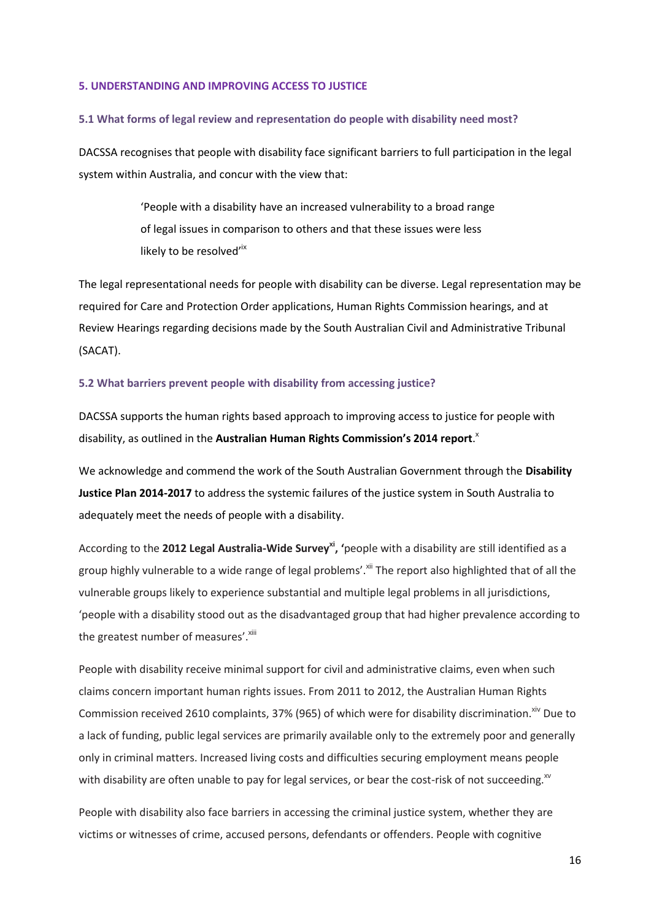## 5. UNDERSTANDING AND IMPROVING ACCESS TO JUSTICE

### 5.1 What forms of legal review and representation do people with disability need most?

DACSSA recognises that people with disability face significant barriers to full participation in the legal system within Australia, and concur with the view that:

> 'People with a disability have an increased vulnerability to a broad range of legal issues in comparison to others and that these issues were less likely to be resolved'[ix]

The legal representational needs for people with disability can be diverse. Legal representation may be required for Care and Protection Order applications, Human Rights Commission hearings, and at Review Hearings regarding decisions made by the South Australian Civil and Administrative Tribunal (SACAT).

### 5.2 What barriers prevent people with disability from accessing justice?

DACSSA supports the human rights based approach to improving access to justice for people with disability, as outlined in the **Australian Human Rights Commission's 2014 report**.[x]

We acknowledge and commend the work of the South Australian Government through the **Disability Justice Plan 2014-2017** to address the systemic failures of the justice system in South Australia to adequately meet the needs of people with a disability.

According to the **2012 Legal Australia-Wide Survey**[xi]**, '**people with a disability are still identified as a group highly vulnerable to a wide range of legal problems'.[xii] The report also highlighted that of all the vulnerable groups likely to experience substantial and multiple legal problems in all jurisdictions, 'people with a disability stood out as the disadvantaged group that had higher prevalence according to the greatest number of measures'.[xiii]

People with disability receive minimal support for civil and administrative claims, even when such claims concern important human rights issues. From 2011 to 2012, the Australian Human Rights Commission received 2610 complaints, 37% (965) of which were for disability discrimination.[xiv] Due to a lack of funding, public legal services are primarily available only to the extremely poor and generally only in criminal matters. Increased living costs and difficulties securing employment means people with disability are often unable to pay for legal services, or bear the cost-risk of not succeeding.[xv]

People with disability also face barriers in accessing the criminal justice system, whether they are victims or witnesses of crime, accused persons, defendants or offenders. People with cognitive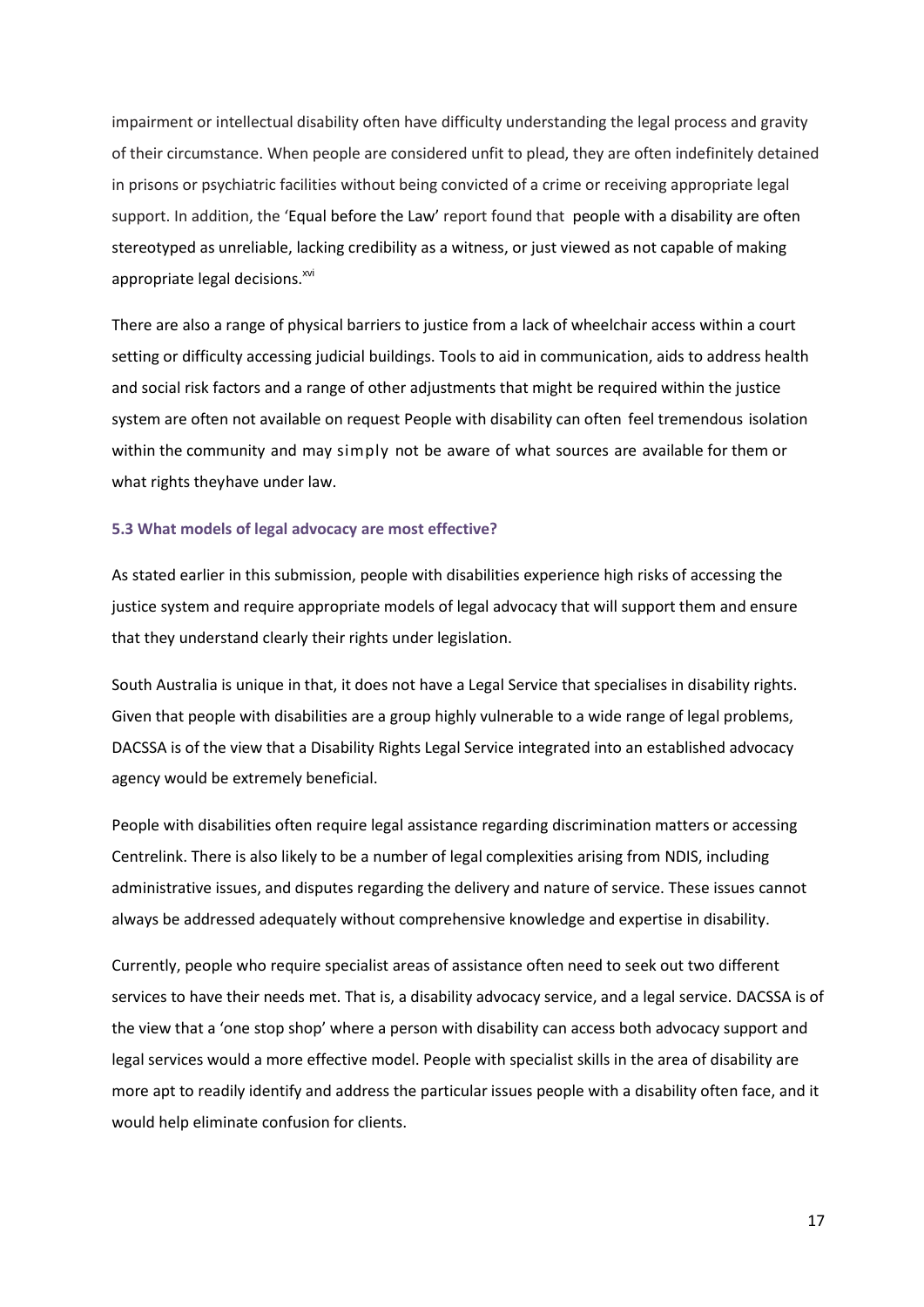impairment or intellectual disability often have difficulty understanding the legal process and gravity of their circumstance. When people are considered unfit to plead, they are often indefinitely detained in prisons or psychiatric facilities without being convicted of a crime or receiving appropriate legal support. In addition, the 'Equal before the Law' report found that people with a disability are often stereotyped as unreliable, lacking credibility as a witness, or just viewed as not capable of making appropriate legal decisions.[xvi]

There are also a range of physical barriers to justice from a lack of wheelchair access within a court setting or difficulty accessing judicial buildings. Tools to aid in communication, aids to address health and social risk factors and a range of other adjustments that might be required within the justice system are often not available on request People with disability can often feel tremendous isolation within the community and may simply not be aware of what sources are available for them or what rights theyhave under law.

### 5.3 What models of legal advocacy are most effective?

As stated earlier in this submission, people with disabilities experience high risks of accessing the justice system and require appropriate models of legal advocacy that will support them and ensure that they understand clearly their rights under legislation.

South Australia is unique in that, it does not have a Legal Service that specialises in disability rights. Given that people with disabilities are a group highly vulnerable to a wide range of legal problems, DACSSA is of the view that a Disability Rights Legal Service integrated into an established advocacy agency would be extremely beneficial.

People with disabilities often require legal assistance regarding discrimination matters or accessing Centrelink. There is also likely to be a number of legal complexities arising from NDIS, including administrative issues, and disputes regarding the delivery and nature of service. These issues cannot always be addressed adequately without comprehensive knowledge and expertise in disability.

Currently, people who require specialist areas of assistance often need to seek out two different services to have their needs met. That is, a disability advocacy service, and a legal service. DACSSA is of the view that a 'one stop shop' where a person with disability can access both advocacy support and legal services would a more effective model. People with specialist skills in the area of disability are more apt to readily identify and address the particular issues people with a disability often face, and it would help eliminate confusion for clients.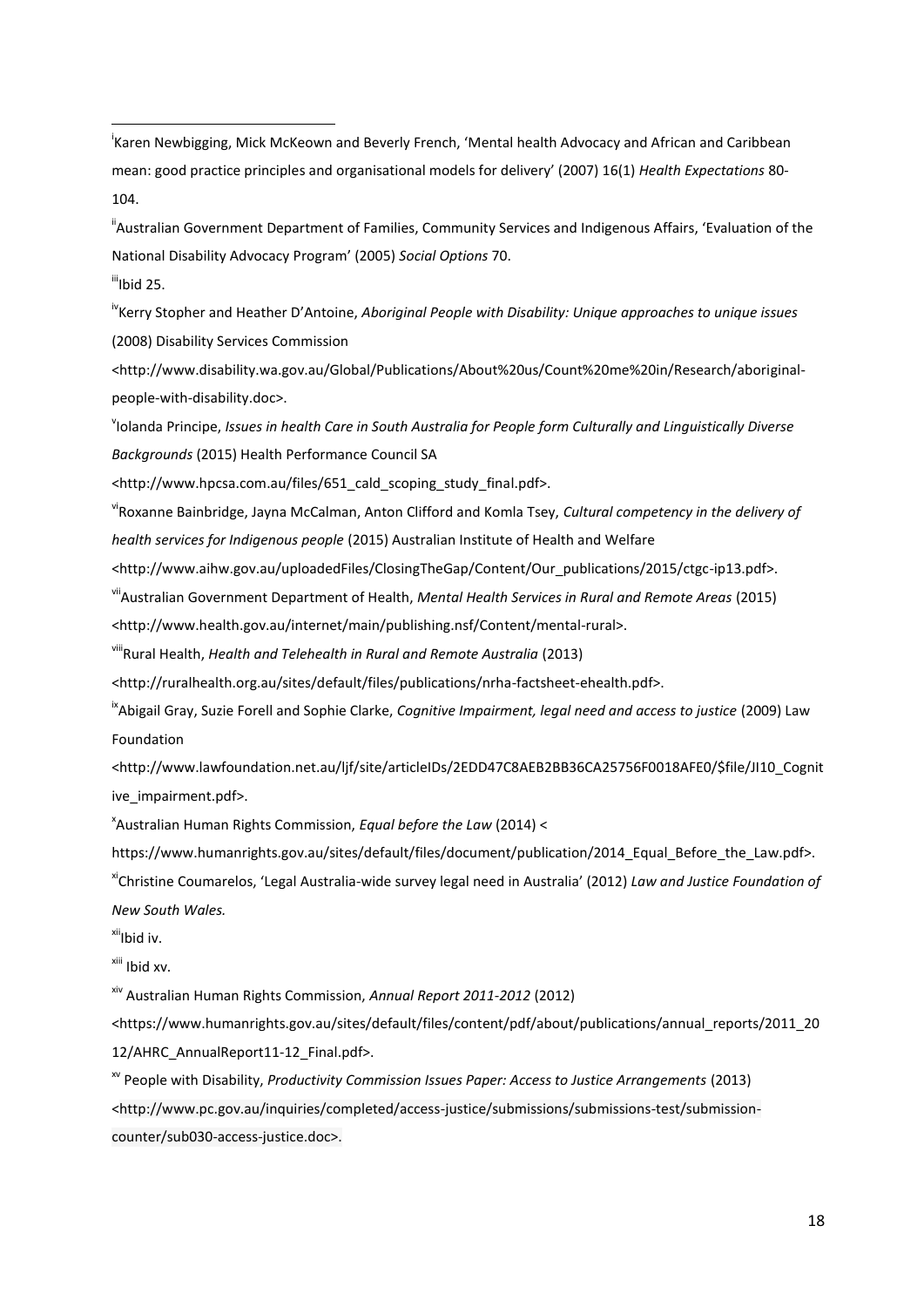[i] Karen Newbigging, Mick McKeown and Beverly French, 'Mental health Advocacy and African and Caribbean mean: good practice principles and organisational models for delivery' (2007) 16(1) *Health Expectations* 80-104.

[ii] Australian Government Department of Families, Community Services and Indigenous Affairs, 'Evaluation of the National Disability Advocacy Program' (2005) *Social Options* 70.

[iii] Ibid 25.

[iv] Kerry Stopher and Heather D'Antoine, *Aboriginal People with Disability: Unique approaches to unique issues* (2008) Disability Services Commission <http://www.disability.wa.gov.au/Global/Publications/About%20us/Count%20me%20in/Research/aboriginal-people-with-disability.doc>.

[v] Iolanda Principe, *Issues in health Care in South Australia for People form Culturally and Linguistically Diverse Backgrounds* (2015) Health Performance Council SA <http://www.hpcsa.com.au/files/651_cald_scoping_study_final.pdf>.

[vi] Roxanne Bainbridge, Jayna McCalman, Anton Clifford and Komla Tsey, *Cultural competency in the delivery of health services for Indigenous people* (2015) Australian Institute of Health and Welfare <http://www.aihw.gov.au/uploadedFiles/ClosingTheGap/Content/Our_publications/2015/ctgc-ip13.pdf>.

[vii] Australian Government Department of Health, *Mental Health Services in Rural and Remote Areas* (2015) <http://www.health.gov.au/internet/main/publishing.nsf/Content/mental-rural>.

[viii] Rural Health, *Health and Telehealth in Rural and Remote Australia* (2013) <http://ruralhealth.org.au/sites/default/files/publications/nrha-factsheet-ehealth.pdf>.

[ix] Abigail Gray, Suzie Forell and Sophie Clarke, *Cognitive Impairment, legal need and access to justice* (2009) Law Foundation <http://www.lawfoundation.net.au/ljf/site/articleIDs/2EDD47C8AEB2BB36CA25756F0018AFE0/$file/JI10_Cognitive_impairment.pdf>.

[x] Australian Human Rights Commission, *Equal before the Law* (2014) < https://www.humanrights.gov.au/sites/default/files/document/publication/2014_Equal_Before_the_Law.pdf>.

[xi] Christine Coumarelos, 'Legal Australia-wide survey legal need in Australia' (2012) *Law and Justice Foundation of New South Wales.*

[xii] Ibid iv.

[xiii] Ibid xv.

[xiv] Australian Human Rights Commission, *Annual Report 2011-2012* (2012) <https://www.humanrights.gov.au/sites/default/files/content/pdf/about/publications/annual_reports/2011_2012/AHRC_AnnualReport11-12_Final.pdf>.

[xv] People with Disability, *Productivity Commission Issues Paper: Access to Justice Arrangements* (2013) <http://www.pc.gov.au/inquiries/completed/access-justice/submissions/submissions-test/submission-counter/sub030-access-justice.doc>.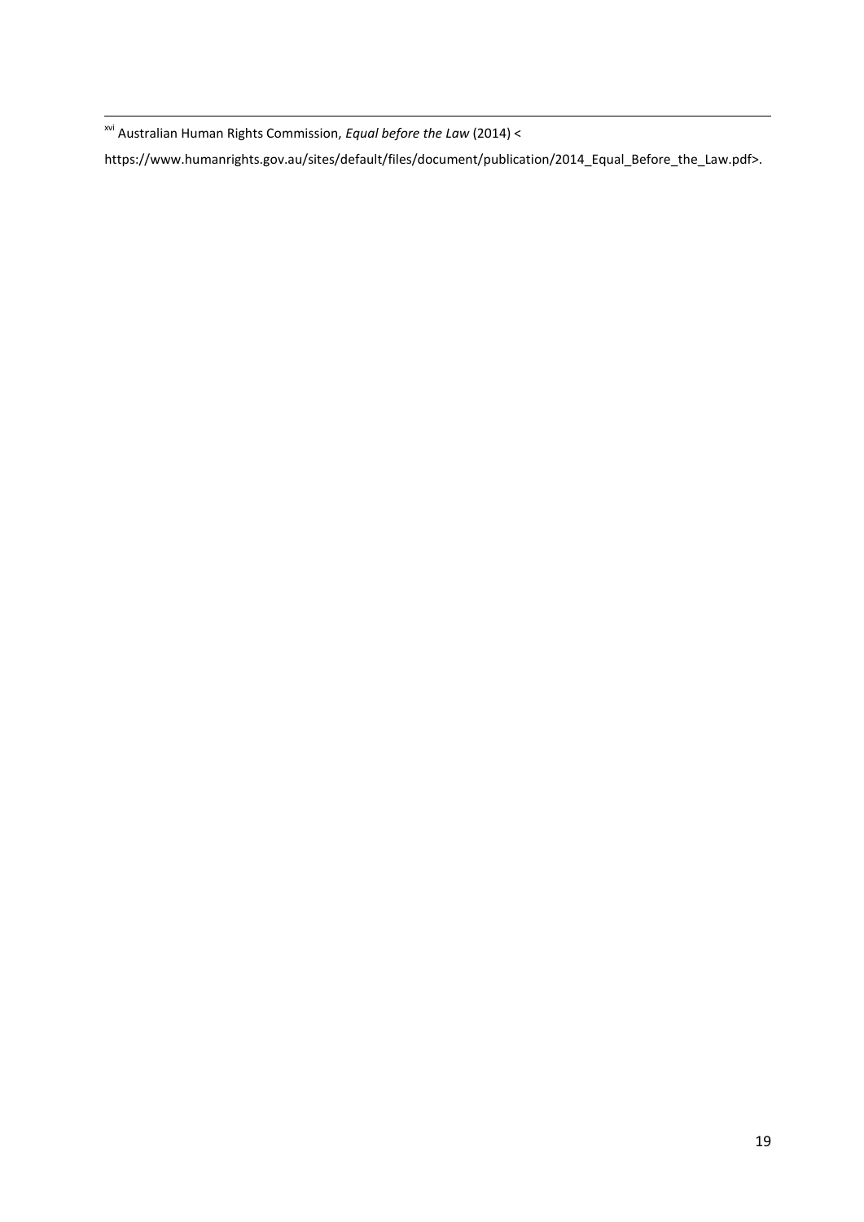[xvi] Australian Human Rights Commission, *Equal before the Law* (2014) <https://www.humanrights.gov.au/sites/default/files/document/publication/2014_Equal_Before_the_Law.pdf>.